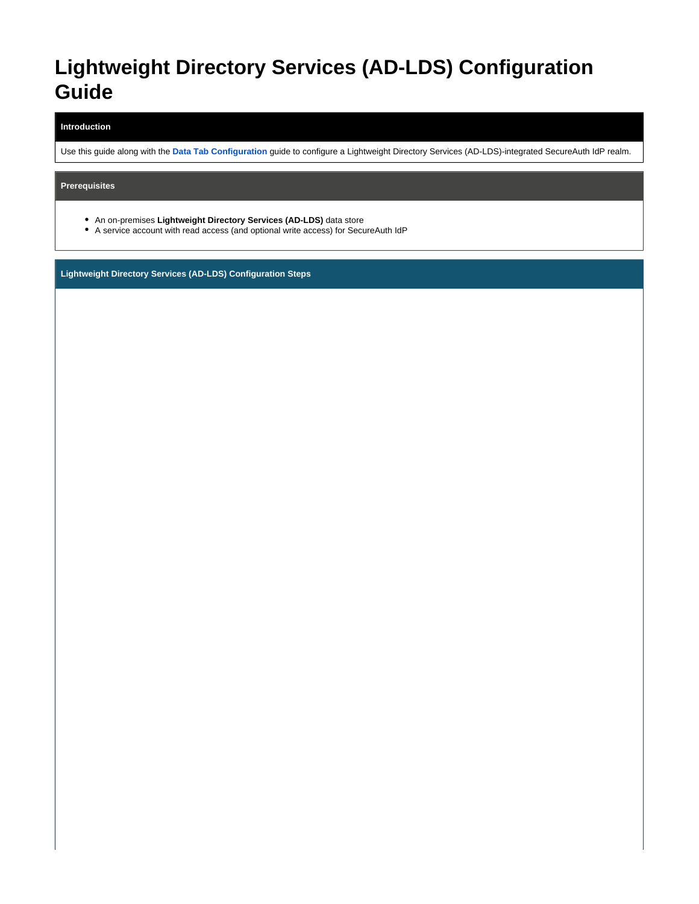# Lightweight Directory Services (AD-LDS) Configuration Guide

## Introduction

Use this guide along with the **Data Tab Configuration** guide to configure a Lightweight Directory Services (AD-LDS)-integrated SecureAuth IdP realm.

## Prerequisites

- An on-premises **Lightweight Directory Services (AD-LDS)** data store
- A service account with read access (and optional write access) for SecureAuth IdP

## Lightweight Directory Services (AD-LDS) Configuration Steps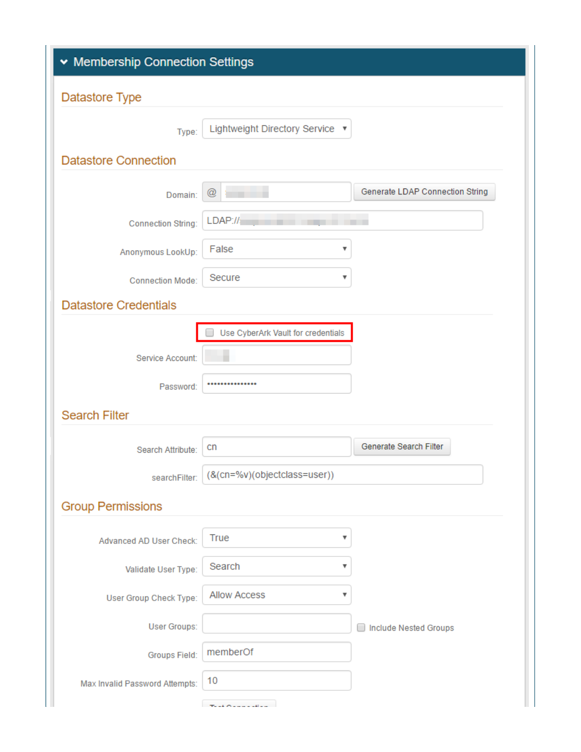# Membership Connection Settings

## Datastore Type

Type: Lightweight Directory Service

## Datastore Connection

Domain: @

Generate LDAP Connection String

Connection String: LDAP://

Anonymous LookUp: False

Connection Mode: Secure

## Datastore Credentials

☐ Use CyberArk Vault for credentials

Service Account:

Password: ••••••••••••••••

## Search Filter

Search Attribute: cn

Generate Search Filter

searchFilter: (&(cn=%v)(objectclass=user))

## Group Permissions

Advanced AD User Check: True

Validate User Type: Search

User Group Check Type: Allow Access

User Groups:

☐ Include Nested Groups

Groups Field: memberOf

Max Invalid Password Attempts: 10

Test Connection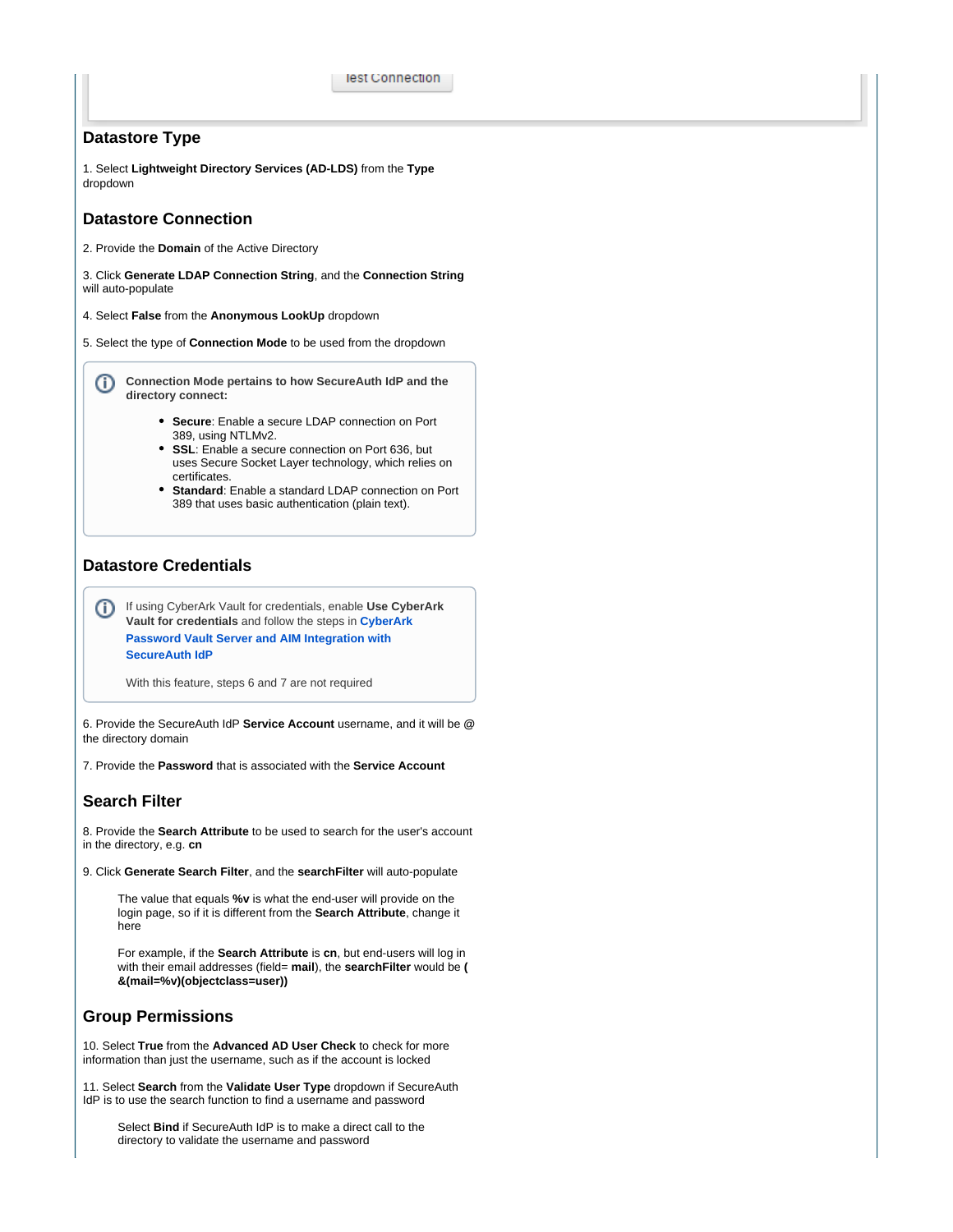Test Connection

## Datastore Type

1. Select **Lightweight Directory Services (AD-LDS)** from the **Type** dropdown

## Datastore Connection

2. Provide the **Domain** of the Active Directory

3. Click **Generate LDAP Connection String**, and the **Connection String** will auto-populate

4. Select **False** from the **Anonymous LookUp** dropdown

5. Select the type of **Connection Mode** to be used from the dropdown

> **Connection Mode pertains to how SecureAuth IdP and the directory connect:**
>
> - **Secure**: Enable a secure LDAP connection on Port 389, using NTLMv2.
> - **SSL**: Enable a secure connection on Port 636, but uses Secure Socket Layer technology, which relies on certificates.
> - **Standard**: Enable a standard LDAP connection on Port 389 that uses basic authentication (plain text).

## Datastore Credentials

> If using CyberArk Vault for credentials, enable **Use CyberArk Vault for credentials** and follow the steps in **CyberArk Password Vault Server and AIM Integration with SecureAuth IdP**
>
> With this feature, steps 6 and 7 are not required

6. Provide the SecureAuth IdP **Service Account** username, and it will be @ the directory domain

7. Provide the **Password** that is associated with the **Service Account**

## Search Filter

8. Provide the **Search Attribute** to be used to search for the user's account in the directory, e.g. **cn**

9. Click **Generate Search Filter**, and the **searchFilter** will auto-populate

The value that equals **%v** is what the end-user will provide on the login page, so if it is different from the **Search Attribute**, change it here

For example, if the **Search Attribute** is **cn**, but end-users will log in with their email addresses (field= **mail**), the **searchFilter** would be **(&(mail=%v)(objectclass=user))**

## Group Permissions

10. Select **True** from the **Advanced AD User Check** to check for more information than just the username, such as if the account is locked

11. Select **Search** from the **Validate User Type** dropdown if SecureAuth IdP is to use the search function to find a username and password

Select **Bind** if SecureAuth IdP is to make a direct call to the directory to validate the username and password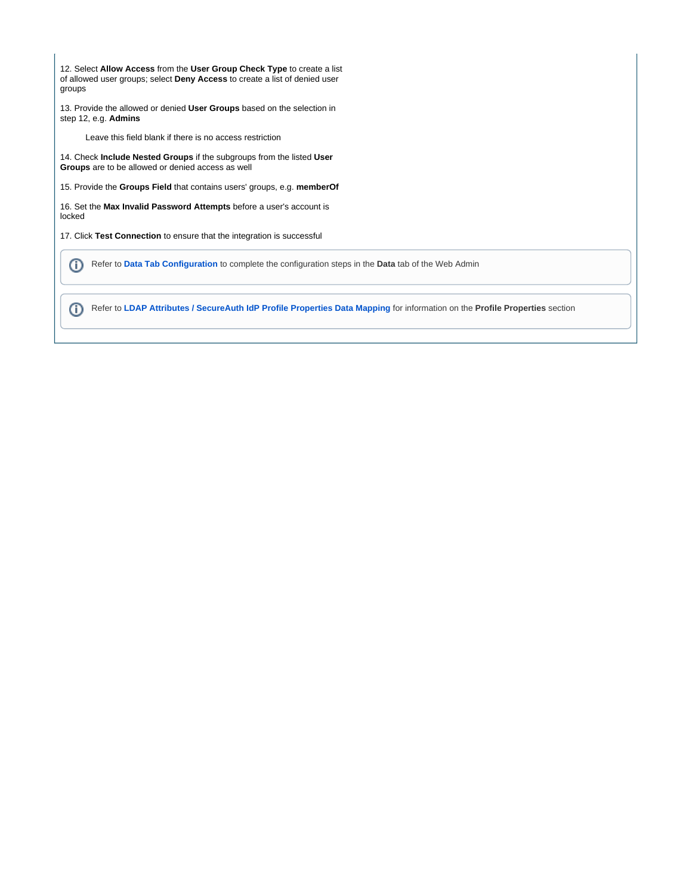12. Select **Allow Access** from the **User Group Check Type** to create a list of allowed user groups; select **Deny Access** to create a list of denied user groups

13. Provide the allowed or denied **User Groups** based on the selection in step 12, e.g. **Admins**

    Leave this field blank if there is no access restriction

14. Check **Include Nested Groups** if the subgroups from the listed **User Groups** are to be allowed or denied access as well

15. Provide the **Groups Field** that contains users' groups, e.g. **memberOf**

16. Set the **Max Invalid Password Attempts** before a user's account is locked

17. Click **Test Connection** to ensure that the integration is successful

> Refer to **Data Tab Configuration** to complete the configuration steps in the **Data** tab of the Web Admin

> Refer to **LDAP Attributes / SecureAuth IdP Profile Properties Data Mapping** for information on the **Profile Properties** section